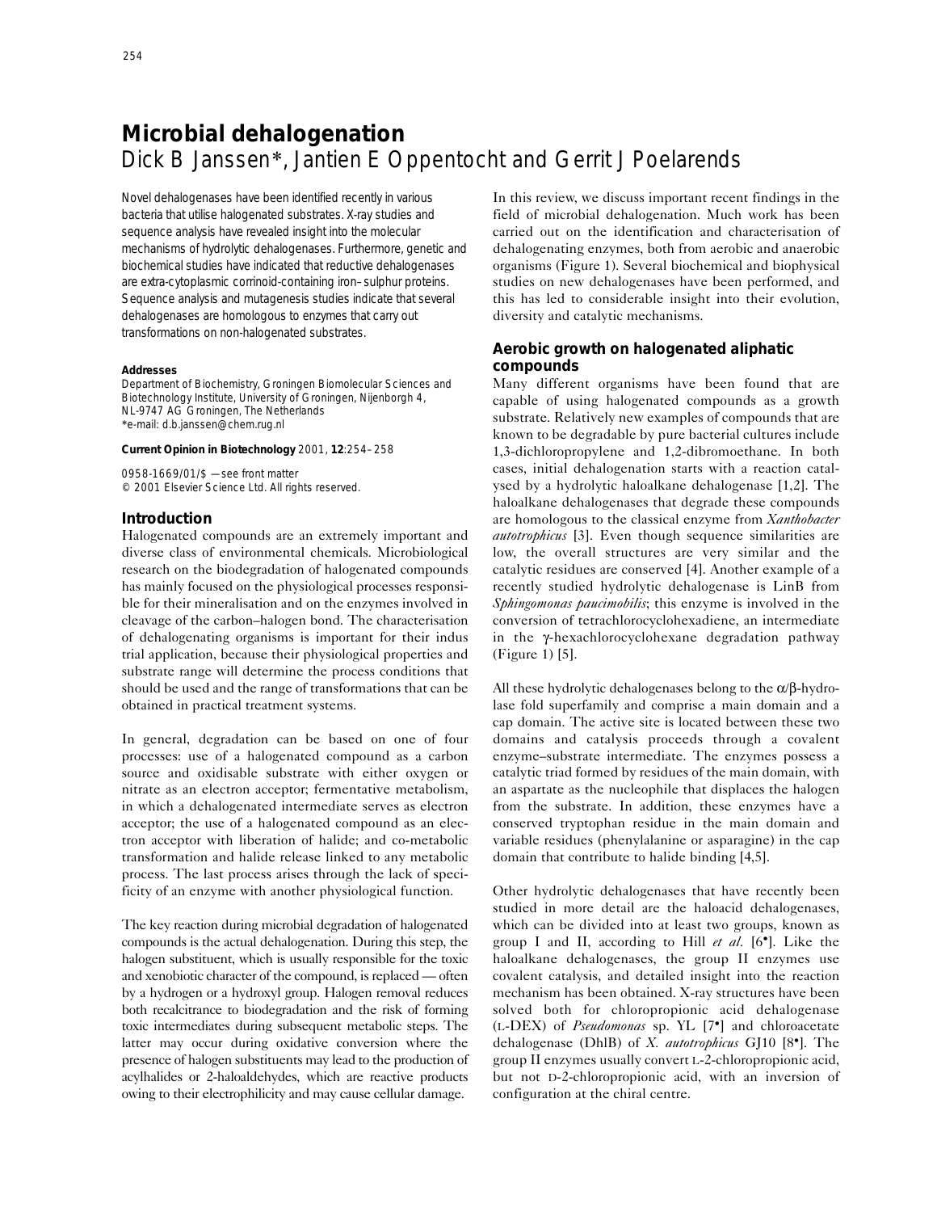# Microbial dehalogenation

Dick B Janssen*, Jantien E Oppentocht and Gerrit J Poelarends

Novel dehalogenases have been identified recently in various bacteria that utilise halogenated substrates. X-ray studies and sequence analysis have revealed insight into the molecular mechanisms of hydrolytic dehalogenases. Furthermore, genetic and biochemical studies have indicated that reductive dehalogenases are extra-cytoplasmic corrinoid-containing iron–sulphur proteins. Sequence analysis and mutagenesis studies indicate that several dehalogenases are homologous to enzymes that carry out transformations on non-halogenated substrates.

**Addresses**
Department of Biochemistry, Groningen Biomolecular Sciences and Biotechnology Institute, University of Groningen, Nijenborgh 4, NL-9747 AG Groningen, The Netherlands
*e-mail: d.b.janssen@chem.rug.nl

**Current Opinion in Biotechnology** 2001, **12**:254–258

0958-1669/01/$ — see front matter
© 2001 Elsevier Science Ltd. All rights reserved.

## Introduction

Halogenated compounds are an extremely important and diverse class of environmental chemicals. Microbiological research on the biodegradation of halogenated compounds has mainly focused on the physiological processes responsible for their mineralisation and on the enzymes involved in cleavage of the carbon–halogen bond. The characterisation of dehalogenating organisms is important for their industrial application, because their physiological properties and substrate range will determine the process conditions that should be used and the range of transformations that can be obtained in practical treatment systems.

In general, degradation can be based on one of four processes: use of a halogenated compound as a carbon source and oxidisable substrate with either oxygen or nitrate as an electron acceptor; fermentative metabolism, in which a dehalogenated intermediate serves as electron acceptor; the use of a halogenated compound as an electron acceptor with liberation of halide; and co-metabolic transformation and halide release linked to any metabolic process. The last process arises through the lack of specificity of an enzyme with another physiological function.

The key reaction during microbial degradation of halogenated compounds is the actual dehalogenation. During this step, the halogen substituent, which is usually responsible for the toxic and xenobiotic character of the compound, is replaced — often by a hydrogen or a hydroxyl group. Halogen removal reduces both recalcitrance to biodegradation and the risk of forming toxic intermediates during subsequent metabolic steps. The latter may occur during oxidative conversion where the presence of halogen substituents may lead to the production of acylhalides or 2-haloaldehydes, which are reactive products owing to their electrophilicity and may cause cellular damage.

In this review, we discuss important recent findings in the field of microbial dehalogenation. Much work has been carried out on the identification and characterisation of dehalogenating enzymes, both from aerobic and anaerobic organisms (Figure 1). Several biochemical and biophysical studies on new dehalogenases have been performed, and this has led to considerable insight into their evolution, diversity and catalytic mechanisms.

## Aerobic growth on halogenated aliphatic compounds

Many different organisms have been found that are capable of using halogenated compounds as a growth substrate. Relatively new examples of compounds that are known to be degradable by pure bacterial cultures include 1,3-dichloropropylene and 1,2-dibromoethane. In both cases, initial dehalogenation starts with a reaction catalysed by a hydrolytic haloalkane dehalogenase [1,2]. The haloalkane dehalogenases that degrade these compounds are homologous to the classical enzyme from *Xanthobacter autotrophicus* [3]. Even though sequence similarities are low, the overall structures are very similar and the catalytic residues are conserved [4]. Another example of a recently studied hydrolytic dehalogenase is LinB from *Sphingomonas paucimobilis*; this enzyme is involved in the conversion of tetrachlorocyclohexadiene, an intermediate in the γ-hexachlorocyclohexane degradation pathway (Figure 1) [5].

All these hydrolytic dehalogenases belong to the α/β-hydrolase fold superfamily and comprise a main domain and a cap domain. The active site is located between these two domains and catalysis proceeds through a covalent enzyme–substrate intermediate. The enzymes possess a catalytic triad formed by residues of the main domain, with an aspartate as the nucleophile that displaces the halogen from the substrate. In addition, these enzymes have a conserved tryptophan residue in the main domain and variable residues (phenylalanine or asparagine) in the cap domain that contribute to halide binding [4,5].

Other hydrolytic dehalogenases that have recently been studied in more detail are the haloacid dehalogenases, which can be divided into at least two groups, known as group I and II, according to Hill *et al.* [6•]. Like the haloalkane dehalogenases, the group II enzymes use covalent catalysis, and detailed insight into the reaction mechanism has been obtained. X-ray structures have been solved both for chloropropionic acid dehalogenase (L-DEX) of *Pseudomonas* sp. YL [7•] and chloroacetate dehalogenase (DhlB) of *X. autotrophicus* GJ10 [8•]. The group II enzymes usually convert L-2-chloropropionic acid, but not D-2-chloropropionic acid, with an inversion of configuration at the chiral centre.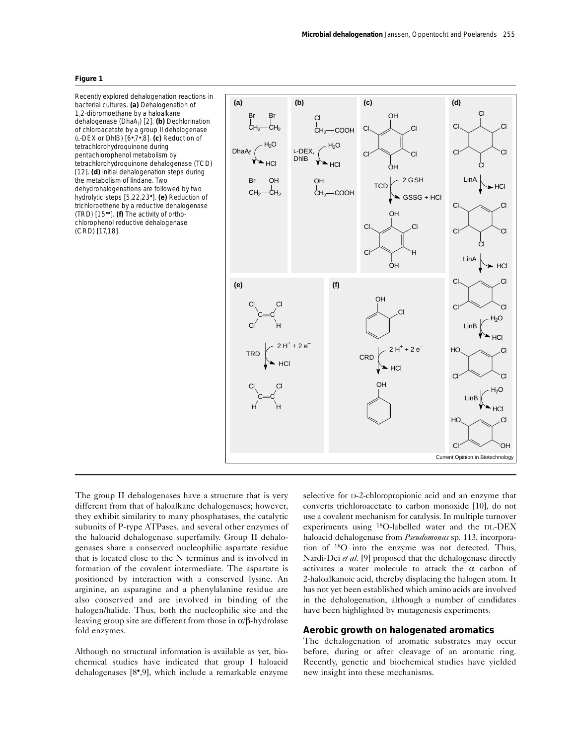**Figure 1**

Recently explored dehalogenation reactions in bacterial cultures. **(a)** Dehalogenation of 1,2-dibromoethane by a haloalkane dehalogenase ($DhaA_f$) [2]. **(b)** Dechlorination of chloroacetate by a group II dehalogenase (L-DEX or DhlB) [6•,7•,8]. **(c)** Reduction of tetrachlorohydroquinone during pentachlorophenol metabolism by tetrachlorohydroquinone dehalogenase (TCD) [12]. **(d)** Initial dehalogenation steps during the metabolism of lindane. Two dehydrohalogenations are followed by two hydrolytic steps [5,22,23•]. **(e)** Reduction of trichloroethene by a reductive dehalogenase (TRD) [15••]. **(f)** The activity of ortho-chlorophenol reductive dehalogenase (CRD) [17,18].

The group II dehalogenases have a structure that is very different from that of haloalkane dehalogenases; however, they exhibit similarity to many phosphatases, the catalytic subunits of P-type ATPases, and several other enzymes of the haloacid dehalogenase superfamily. Group II dehalogenases share a conserved nucleophilic aspartate residue that is located close to the N terminus and is involved in formation of the covalent intermediate. The aspartate is positioned by interaction with a conserved lysine. An arginine, an asparagine and a phenylalanine residue are also conserved and are involved in binding of the halogen/halide. Thus, both the nucleophilic site and the leaving group site are different from those in $\alpha/\beta$-hydrolase fold enzymes.

Although no structural information is available as yet, biochemical studies have indicated that group I haloacid dehalogenases [8•,9], which include a remarkable enzyme selective for D-2-chloropropionic acid and an enzyme that converts trichloroacetate to carbon monoxide [10], do not use a covalent mechanism for catalysis. In multiple turnover experiments using $^{18}O$-labelled water and the DL-DEX haloacid dehalogenase from *Pseudomonas* sp. 113, incorporation of $^{18}O$ into the enzyme was not detected. Thus, Nardi-Dei *et al.* [9] proposed that the dehalogenase directly activates a water molecule to attack the $\alpha$ carbon of 2-haloalkanoic acid, thereby displacing the halogen atom. It has not yet been established which amino acids are involved in the dehalogenation, although a number of candidates have been highlighted by mutagenesis experiments.

## Aerobic growth on halogenated aromatics

The dehalogenation of aromatic substrates may occur before, during or after cleavage of an aromatic ring. Recently, genetic and biochemical studies have yielded new insight into these mechanisms.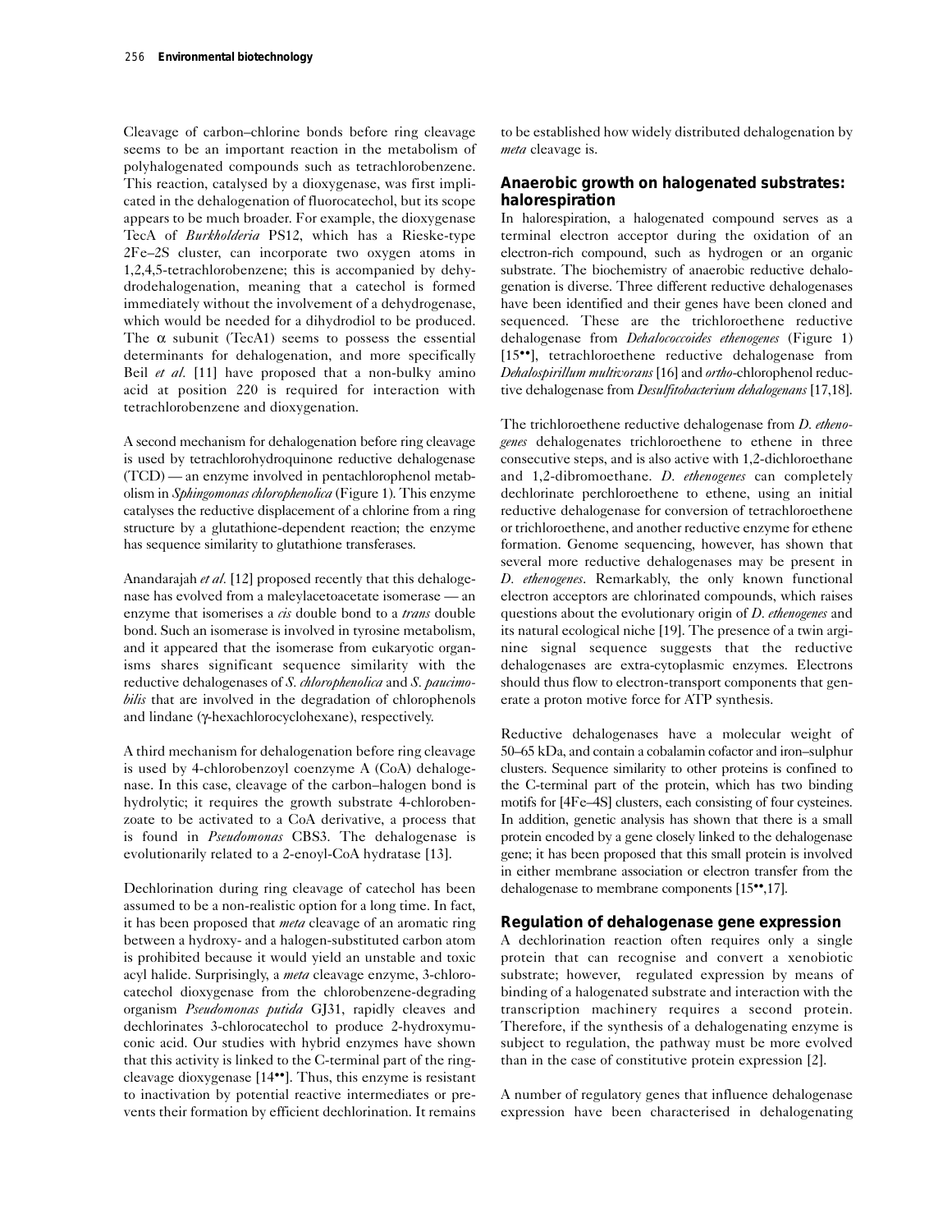Cleavage of carbon–chlorine bonds before ring cleavage seems to be an important reaction in the metabolism of polyhalogenated compounds such as tetrachlorobenzene. This reaction, catalysed by a dioxygenase, was first implicated in the dehalogenation of fluorocatechol, but its scope appears to be much broader. For example, the dioxygenase TecA of *Burkholderia* PS12, which has a Rieske-type 2Fe–2S cluster, can incorporate two oxygen atoms in 1,2,4,5-tetrachlorobenzene; this is accompanied by dehydrodehalogenation, meaning that a catechol is formed immediately without the involvement of a dehydrogenase, which would be needed for a dihydrodiol to be produced. The α subunit (TecA1) seems to possess the essential determinants for dehalogenation, and more specifically Beil *et al.* [11] have proposed that a non-bulky amino acid at position 220 is required for interaction with tetrachlorobenzene and dioxygenation.

A second mechanism for dehalogenation before ring cleavage is used by tetrachlorohydroquinone reductive dehalogenase (TCD) — an enzyme involved in pentachlorophenol metabolism in *Sphingomonas chlorophenolica* (Figure 1). This enzyme catalyses the reductive displacement of a chlorine from a ring structure by a glutathione-dependent reaction; the enzyme has sequence similarity to glutathione transferases.

Anandarajah *et al.* [12] proposed recently that this dehalogenase has evolved from a maleylacetoacetate isomerase — an enzyme that isomerises a *cis* double bond to a *trans* double bond. Such an isomerase is involved in tyrosine metabolism, and it appeared that the isomerase from eukaryotic organisms shares significant sequence similarity with the reductive dehalogenases of *S. chlorophenolica* and *S. paucimobilis* that are involved in the degradation of chlorophenols and lindane (γ-hexachlorocyclohexane), respectively.

A third mechanism for dehalogenation before ring cleavage is used by 4-chlorobenzoyl coenzyme A (CoA) dehalogenase. In this case, cleavage of the carbon–halogen bond is hydrolytic; it requires the growth substrate 4-chlorobenzoate to be activated to a CoA derivative, a process that is found in *Pseudomonas* CBS3. The dehalogenase is evolutionarily related to a 2-enoyl-CoA hydratase [13].

Dechlorination during ring cleavage of catechol has been assumed to be a non-realistic option for a long time. In fact, it has been proposed that *meta* cleavage of an aromatic ring between a hydroxy- and a halogen-substituted carbon atom is prohibited because it would yield an unstable and toxic acyl halide. Surprisingly, a *meta* cleavage enzyme, 3-chlorocatechol dioxygenase from the chlorobenzene-degrading organism *Pseudomonas putida* GJ31, rapidly cleaves and dechlorinates 3-chlorocatechol to produce 2-hydroxymuconic acid. Our studies with hybrid enzymes have shown that this activity is linked to the C-terminal part of the ring-cleavage dioxygenase [14••]. Thus, this enzyme is resistant to inactivation by potential reactive intermediates or prevents their formation by efficient dechlorination. It remains to be established how widely distributed dehalogenation by *meta* cleavage is.

## Anaerobic growth on halogenated substrates: halorespiration

In halorespiration, a halogenated compound serves as a terminal electron acceptor during the oxidation of an electron-rich compound, such as hydrogen or an organic substrate. The biochemistry of anaerobic reductive dehalogenation is diverse. Three different reductive dehalogenases have been identified and their genes have been cloned and sequenced. These are the trichloroethene reductive dehalogenase from *Dehalococcoides ethenogenes* (Figure 1) [15••], tetrachloroethene reductive dehalogenase from *Dehalospirillum multivorans* [16] and *ortho*-chlorophenol reductive dehalogenase from *Desulfitobacterium dehalogenans* [17,18].

The trichloroethene reductive dehalogenase from *D. ethenogenes* dehalogenates trichloroethene to ethene in three consecutive steps, and is also active with 1,2-dichloroethane and 1,2-dibromoethane. *D. ethenogenes* can completely dechlorinate perchloroethene to ethene, using an initial reductive dehalogenase for conversion of tetrachloroethene or trichloroethene, and another reductive enzyme for ethene formation. Genome sequencing, however, has shown that several more reductive dehalogenases may be present in *D. ethenogenes*. Remarkably, the only known functional electron acceptors are chlorinated compounds, which raises questions about the evolutionary origin of *D. ethenogenes* and its natural ecological niche [19]. The presence of a twin arginine signal sequence suggests that the reductive dehalogenases are extra-cytoplasmic enzymes. Electrons should thus flow to electron-transport components that generate a proton motive force for ATP synthesis.

Reductive dehalogenases have a molecular weight of 50–65 kDa, and contain a cobalamin cofactor and iron–sulphur clusters. Sequence similarity to other proteins is confined to the C-terminal part of the protein, which has two binding motifs for [4Fe–4S] clusters, each consisting of four cysteines. In addition, genetic analysis has shown that there is a small protein encoded by a gene closely linked to the dehalogenase gene; it has been proposed that this small protein is involved in either membrane association or electron transfer from the dehalogenase to membrane components [15••,17].

## Regulation of dehalogenase gene expression

A dechlorination reaction often requires only a single protein that can recognise and convert a xenobiotic substrate; however, regulated expression by means of binding of a halogenated substrate and interaction with the transcription machinery requires a second protein. Therefore, if the synthesis of a dehalogenating enzyme is subject to regulation, the pathway must be more evolved than in the case of constitutive protein expression [2].

A number of regulatory genes that influence dehalogenase expression have been characterised in dehalogenating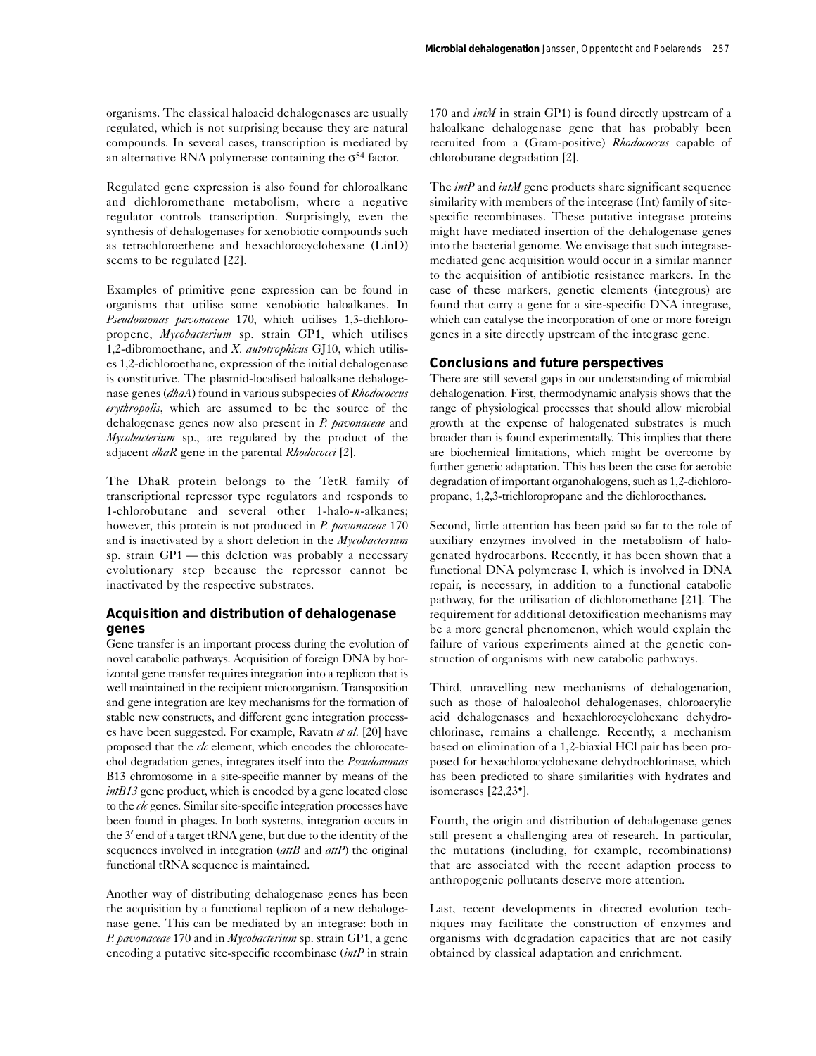organisms. The classical haloacid dehalogenases are usually regulated, which is not surprising because they are natural compounds. In several cases, transcription is mediated by an alternative RNA polymerase containing the $\sigma^{54}$ factor.

Regulated gene expression is also found for chloroalkane and dichloromethane metabolism, where a negative regulator controls transcription. Surprisingly, even the synthesis of dehalogenases for xenobiotic compounds such as tetrachloroethene and hexachlorocyclohexane (LinD) seems to be regulated [22].

Examples of primitive gene expression can be found in organisms that utilise some xenobiotic haloalkanes. In *Pseudomonas pavonaceae* 170, which utilises 1,3-dichloropropene, *Mycobacterium* sp. strain GP1, which utilises 1,2-dibromoethane, and *X. autotrophicus* GJ10, which utilises 1,2-dichloroethane, expression of the initial dehalogenase is constitutive. The plasmid-localised haloalkane dehalogenase genes (*dhaA*) found in various subspecies of *Rhodococcus erythropolis*, which are assumed to be the source of the dehalogenase genes now also present in *P. pavonaceae* and *Mycobacterium* sp., are regulated by the product of the adjacent *dhaR* gene in the parental *Rhodococci* [2].

The DhaR protein belongs to the TetR family of transcriptional repressor type regulators and responds to 1-chlorobutane and several other 1-halo-*n*-alkanes; however, this protein is not produced in *P. pavonaceae* 170 and is inactivated by a short deletion in the *Mycobacterium* sp. strain GP1 — this deletion was probably a necessary evolutionary step because the repressor cannot be inactivated by the respective substrates.

## Acquisition and distribution of dehalogenase genes

Gene transfer is an important process during the evolution of novel catabolic pathways. Acquisition of foreign DNA by horizontal gene transfer requires integration into a replicon that is well maintained in the recipient microorganism. Transposition and gene integration are key mechanisms for the formation of stable new constructs, and different gene integration processes have been suggested. For example, Ravatn *et al.* [20] have proposed that the *clc* element, which encodes the chlorocatechol degradation genes, integrates itself into the *Pseudomonas* B13 chromosome in a site-specific manner by means of the *intB13* gene product, which is encoded by a gene located close to the *clc* genes. Similar site-specific integration processes have been found in phages. In both systems, integration occurs in the 3′ end of a target tRNA gene, but due to the identity of the sequences involved in integration (*attB* and *attP*) the original functional tRNA sequence is maintained.

Another way of distributing dehalogenase genes has been the acquisition by a functional replicon of a new dehalogenase gene. This can be mediated by an integrase: both in *P. pavonaceae* 170 and in *Mycobacterium* sp. strain GP1, a gene encoding a putative site-specific recombinase (*intP* in strain 170 and *intM* in strain GP1) is found directly upstream of a haloalkane dehalogenase gene that has probably been recruited from a (Gram-positive) *Rhodococcus* capable of chlorobutane degradation [2].

The *intP* and *intM* gene products share significant sequence similarity with members of the integrase (Int) family of site-specific recombinases. These putative integrase proteins might have mediated insertion of the dehalogenase genes into the bacterial genome. We envisage that such integrase-mediated gene acquisition would occur in a similar manner to the acquisition of antibiotic resistance markers. In the case of these markers, genetic elements (integrous) are found that carry a gene for a site-specific DNA integrase, which can catalyse the incorporation of one or more foreign genes in a site directly upstream of the integrase gene.

## Conclusions and future perspectives

There are still several gaps in our understanding of microbial dehalogenation. First, thermodynamic analysis shows that the range of physiological processes that should allow microbial growth at the expense of halogenated substrates is much broader than is found experimentally. This implies that there are biochemical limitations, which might be overcome by further genetic adaptation. This has been the case for aerobic degradation of important organohalogens, such as 1,2-dichloropropane, 1,2,3-trichloropropane and the dichloroethanes.

Second, little attention has been paid so far to the role of auxiliary enzymes involved in the metabolism of halogenated hydrocarbons. Recently, it has been shown that a functional DNA polymerase I, which is involved in DNA repair, is necessary, in addition to a functional catabolic pathway, for the utilisation of dichloromethane [21]. The requirement for additional detoxification mechanisms may be a more general phenomenon, which would explain the failure of various experiments aimed at the genetic construction of organisms with new catabolic pathways.

Third, unravelling new mechanisms of dehalogenation, such as those of haloalcohol dehalogenases, chloroacrylic acid dehalogenases and hexachlorocyclohexane dehydrochlorinase, remains a challenge. Recently, a mechanism based on elimination of a 1,2-biaxial HCl pair has been proposed for hexachlorocyclohexane dehydrochlorinase, which has been predicted to share similarities with hydrates and isomerases [22,23•].

Fourth, the origin and distribution of dehalogenase genes still present a challenging area of research. In particular, the mutations (including, for example, recombinations) that are associated with the recent adaption process to anthropogenic pollutants deserve more attention.

Last, recent developments in directed evolution techniques may facilitate the construction of enzymes and organisms with degradation capacities that are not easily obtained by classical adaptation and enrichment.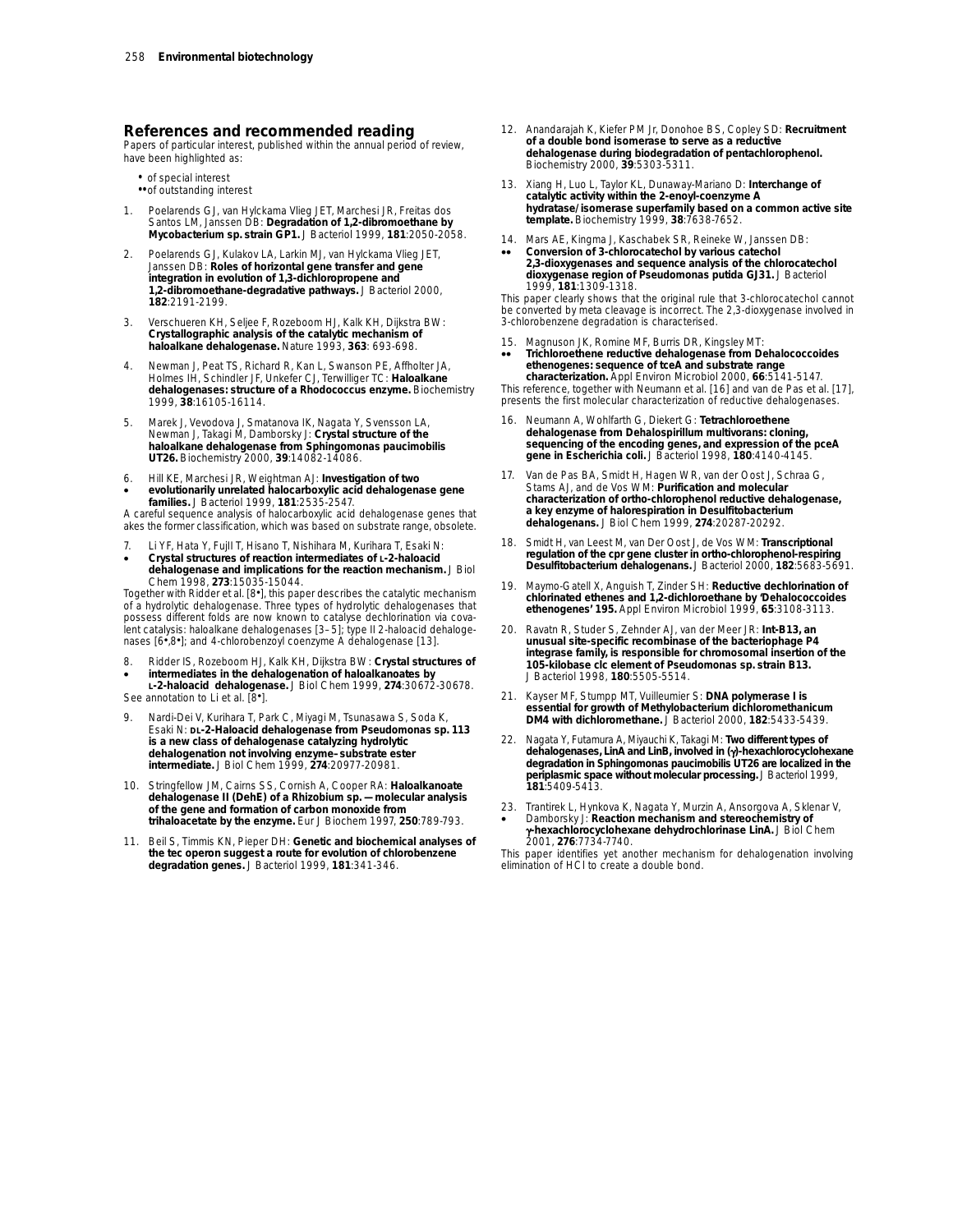## References and recommended reading

Papers of particular interest, published within the annual period of review, have been highlighted as:

- • of special interest
- •• of outstanding interest

1. Poelarends GJ, van Hylckama Vlieg JET, Marchesi JR, Freitas dos Santos LM, Janssen DB: **Degradation of 1,2-dibromoethane by *Mycobacterium* sp. strain GP1.** *J Bacteriol* 1999, **181**:2050-2058.

2. Poelarends GJ, Kulakov LA, Larkin MJ, van Hylckama Vlieg JET, Janssen DB: **Roles of horizontal gene transfer and gene integration in evolution of 1,3-dichloropropene and 1,2-dibromoethane-degradative pathways.** *J Bacteriol* 2000, **182**:2191-2199.

3. Verschueren KH, Seljee F, Rozeboom HJ, Kalk KH, Dijkstra BW: **Crystallographic analysis of the catalytic mechanism of haloalkane dehalogenase.** *Nature* 1993, **363**: 693-698.

4. Newman J, Peat TS, Richard R, Kan L, Swanson PE, Affholter JA, Holmes IH, Schindler JF, Unkefer CJ, Terwilliger TC: **Haloalkane dehalogenases: structure of a *Rhodococcus* enzyme.** *Biochemistry* 1999, **38**:16105-16114.

5. Marek J, Vevodova J, Smatanova IK, Nagata Y, Svensson LA, Newman J, Takagi M, Damborsky J: **Crystal structure of the haloalkane dehalogenase from *Sphingomonas paucimobilis* UT26.** *Biochemistry* 2000, **39**:14082-14086.

6. • Hill KE, Marchesi JR, Weightman AJ: **Investigation of two evolutionarily unrelated halocarboxylic acid dehalogenase gene families.** *J Bacteriol* 1999, **181**:2535-2547.
A careful sequence analysis of halocarboxylic acid dehalogenase genes that akes the former classification, which was based on substrate range, obsolete.

7. • Li YF, Hata Y, FujII T, Hisano T, Nishihara M, Kurihara T, Esaki N: **Crystal structures of reaction intermediates of L-2-haloacid dehalogenase and implications for the reaction mechanism.** *J Biol Chem* 1998, **273**:15035-15044.
Together with Ridder et al. [8•], this paper describes the catalytic mechanism of a hydrolytic dehalogenase. Three types of hydrolytic dehalogenases that possess different folds are now known to catalyse dechlorination via covalent catalysis: haloalkane dehalogenases [3–5]; type II 2-haloacid dehalogenases [6•,8•]; and 4-chlorobenzoyl coenzyme A dehalogenase [13].

8. • Ridder IS, Rozeboom HJ, Kalk KH, Dijkstra BW: **Crystal structures of intermediates in the dehalogenation of haloalkanoates by L-2-haloacid dehalogenase.** *J Biol Chem* 1999, **274**:30672-30678.
See annotation to Li et al. [8•].

9. Nardi-Dei V, Kurihara T, Park C, Miyagi M, Tsunasawa S, Soda K, Esaki N: **DL-2-Haloacid dehalogenase from *Pseudomonas* sp. 113 is a new class of dehalogenase catalyzing hydrolytic dehalogenation not involving enzyme–substrate ester intermediate.** *J Biol Chem* 1999, **274**:20977-20981.

10. Stringfellow JM, Cairns SS, Cornish A, Cooper RA: **Haloalkanoate dehalogenase II (DehE) of a *Rhizobium* sp. — molecular analysis of the gene and formation of carbon monoxide from trihaloacetate by the enzyme.** *Eur J Biochem* 1997, **250**:789-793.

11. Beil S, Timmis KN, Pieper DH: **Genetic and biochemical analyses of the *tec* operon suggest a route for evolution of chlorobenzene degradation genes.** *J Bacteriol* 1999, **181**:341-346.

12. Anandarajah K, Kiefer PM Jr, Donohoe BS, Copley SD: **Recruitment of a double bond isomerase to serve as a reductive dehalogenase during biodegradation of pentachlorophenol.** *Biochemistry* 2000, **39**:5303-5311.

13. Xiang H, Luo L, Taylor KL, Dunaway-Mariano D: **Interchange of catalytic activity within the 2-enoyl-coenzyme A hydratase/isomerase superfamily based on a common active site template.** *Biochemistry* 1999, **38**:7638-7652.

14. •• Mars AE, Kingma J, Kaschabek SR, Reineke W, Janssen DB: **Conversion of 3-chlorocatechol by various catechol 2,3-dioxygenases and sequence analysis of the chlorocatechol dioxygenase region of *Pseudomonas putida* GJ31.** *J Bacteriol* 1999, **181**:1309-1318.
This paper clearly shows that the original rule that 3-chlorocatechol cannot be converted by meta cleavage is incorrect. The 2,3-dioxygenase involved in 3-chlorobenzene degradation is characterised.

15. •• Magnuson JK, Romine MF, Burris DR, Kingsley MT: **Trichloroethene reductive dehalogenase from *Dehalococcoides ethenogenes*: sequence of *tceA* and substrate range characterization.** *Appl Environ Microbiol* 2000, **66**:5141-5147.
This reference, together with Neumann et al. [16] and van de Pas et al. [17], presents the first molecular characterization of reductive dehalogenases.

16. Neumann A, Wohlfarth G, Diekert G: **Tetrachloroethene dehalogenase from *Dehalospirillum multivorans*: cloning, sequencing of the encoding genes, and expression of the *pceA* gene in *Escherichia coli*.** *J Bacteriol* 1998, **180**:4140-4145.

17. Van de Pas BA, Smidt H, Hagen WR, van der Oost J, Schraa G, Stams AJ, and de Vos WM: **Purification and molecular characterization of ortho-chlorophenol reductive dehalogenase, a key enzyme of halorespiration in *Desulfitobacterium dehalogenans*.** *J Biol Chem* 1999, **274**:20287-20292.

18. Smidt H, van Leest M, van Der Oost J, de Vos WM: **Transcriptional regulation of the *cpr* gene cluster in ortho-chlorophenol-respiring *Desulfitobacterium dehalogenans*.** *J Bacteriol* 2000, **182**:5683-5691.

19. Maymo-Gatell X, Anguish T, Zinder SH: **Reductive dechlorination of chlorinated ethenes and 1,2-dichloroethane by '*Dehalococcoides ethenogenes*' 195.** *Appl Environ Microbiol* 1999, **65**:3108-3113.

20. Ravatn R, Studer S, Zehnder AJ, van der Meer JR: **Int-B13, an unusual site-specific recombinase of the bacteriophage P4 integrase family, is responsible for chromosomal insertion of the 105-kilobase *clc* element of *Pseudomonas* sp. strain B13.** *J Bacteriol* 1998, **180**:5505-5514.

21. Kayser MF, Stumpp MT, Vuilleumier S: **DNA polymerase I is essential for growth of *Methylobacterium dichloromethanicum* DM4 with dichloromethane.** *J Bacteriol* 2000, **182**:5433-5439.

22. Nagata Y, Futamura A, Miyauchi K, Takagi M: **Two different types of dehalogenases, LinA and LinB, involved in (γ)-hexachlorocyclohexane degradation in *Sphingomonas paucimobilis* UT26 are localized in the periplasmic space without molecular processing.** *J Bacteriol* 1999, **181**:5409-5413.

23. • Trantirek L, Hynkova K, Nagata Y, Murzin A, Ansorgova A, Sklenar V, Damborsky J: **Reaction mechanism and stereochemistry of γ-hexachlorocyclohexane dehydrochlorinase LinA.** *J Biol Chem* 2001, **276**:7734-7740.
This paper identifies yet another mechanism for dehalogenation involving elimination of HCl to create a double bond.